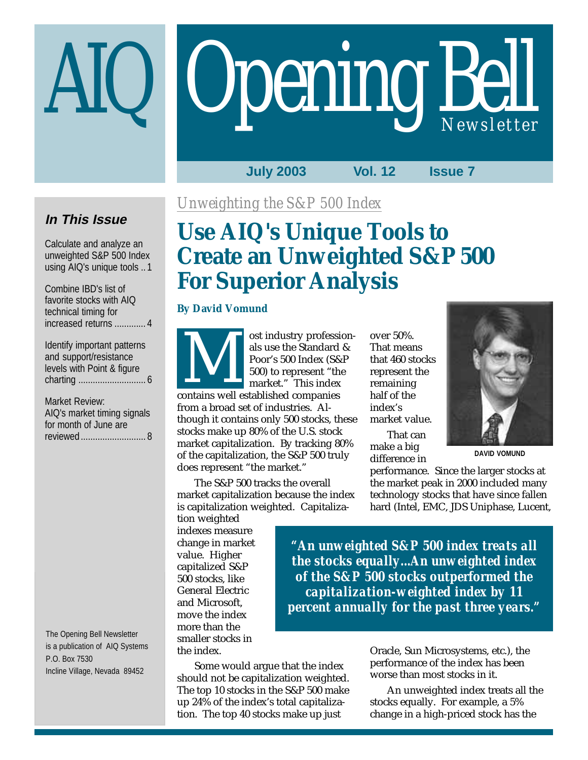# AIQ Opening Bell Newsletter

July 2003 Vol. 12 Issue 7

### In This Issue

Calculate and analyze an unweighted S&P 500 Index using AIQ's unique tools .. 1

Combine IBD's list of favorite stocks with AIQ technical timing for increased returns ............. 4

Identify important patterns and support/resistance levels with Point & figure charting ............................ 6

Market Review: AIQ's market timing signals for month of June are reviewed........................... 8

The Opening Bell Newsletter is a publication of AIQ Systems P.O. Box 7530 Incline Village, Nevada 89452

*Unweighting the S&P 500 Index*

## Use AIQ's Unique Tools to Create an Unweighted S&P 500 For Superior Analysis

**By David Vomund**

Most industry professionals use the Standard & Poor's 500 Index (S&P 500) to represent "the market." This index contains well established companies from a broad set of industries. Although it contains only 500 stocks, these stocks make up 80% of the U.S. stock market capitalization. By tracking 80% of the capitalization, the S&P 500 truly does represent "the market."

The S&P 500 tracks the overall market capitalization because the index is capitalization weighted. Capitalization weighted indexes measure change in market value. Higher capitalized S&P 500 stocks, like General Electric and Microsoft, move the index more than the smaller stocks in the index.

Some would argue that the index should not be capitalization weighted. The top 10 stocks in the S&P 500 make up 24% of the index's total capitalization. The top 40 stocks make up just over 50%. That means that 460 stocks represent the remaining half of the index's market value.

DAVID VOMUND

That can make a big difference in performance. Since the larger stocks at the market peak in 2000 included many technology stocks that have since fallen hard (Intel, EMC, JDS Uniphase, Lucent, Oracle, Sun Microsystems, etc.), the performance of the index has been worse than most stocks in it.

> ***"An unweighted S&P 500 index treats all the stocks equally...An unweighted index of the S&P 500 stocks outperformed the capitalization-weighted index by 11 percent annually for the past three years."***

An unweighted index treats all the stocks equally. For example, a 5% change in a high-priced stock has the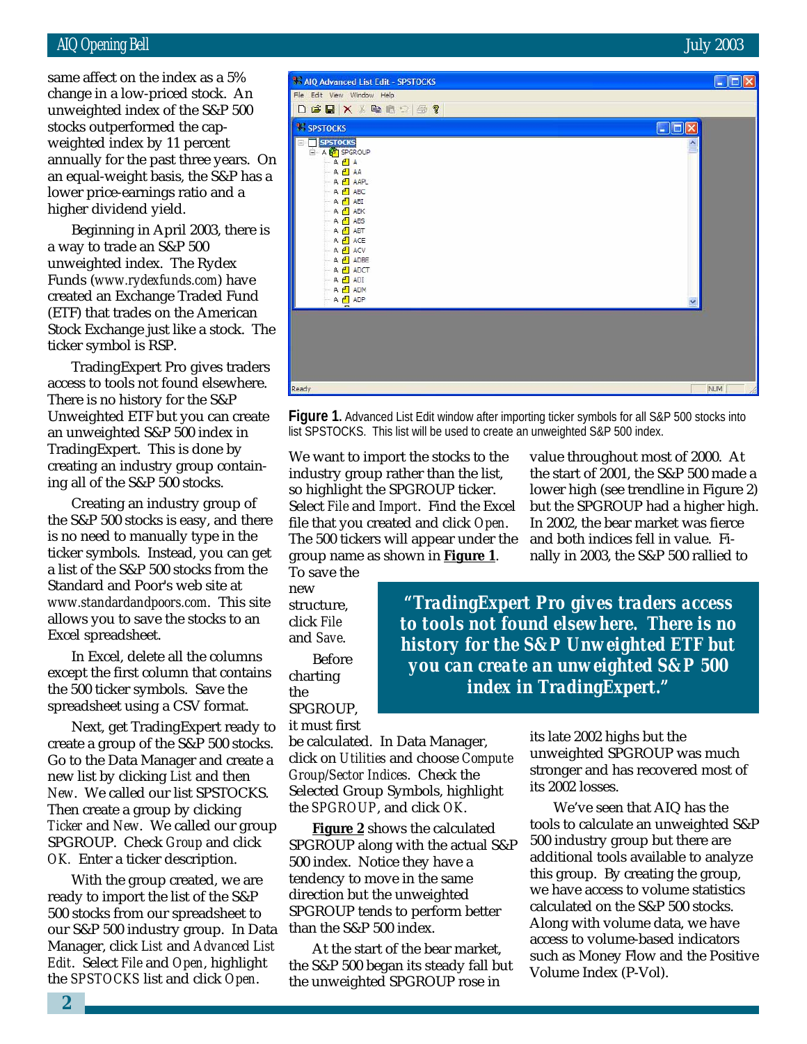same affect on the index as a 5% change in a low-priced stock. An unweighted index of the S&P 500 stocks outperformed the cap-weighted index by 11 percent annually for the past three years. On an equal-weight basis, the S&P has a lower price-earnings ratio and a higher dividend yield.

Beginning in April 2003, there is a way to trade an S&P 500 unweighted index. The Rydex Funds (www.rydexfunds.com) have created an Exchange Traded Fund (ETF) that trades on the American Stock Exchange just like a stock. The ticker symbol is RSP.

TradingExpert Pro gives traders access to tools not found elsewhere. There is no history for the S&P Unweighted ETF but you can create an unweighted S&P 500 index in TradingExpert. This is done by creating an industry group containing all of the S&P 500 stocks.

Creating an industry group of the S&P 500 stocks is easy, and there is no need to manually type in the ticker symbols. Instead, you can get a list of the S&P 500 stocks from the Standard and Poor's web site at www.standardandpoors.com. This site allows you to save the stocks to an Excel spreadsheet.

In Excel, delete all the columns except the first column that contains the 500 ticker symbols. Save the spreadsheet using a CSV format.

Next, get TradingExpert ready to create a group of the S&P 500 stocks. Go to the Data Manager and create a new list by clicking *List* and then *New*. We called our list SPSTOCKS. Then create a group by clicking *Ticker* and *New*. We called our group SPGROUP. Check *Group* and click *OK*. Enter a ticker description.

With the group created, we are ready to import the list of the S&P 500 stocks from our spreadsheet to our S&P 500 industry group. In Data Manager, click *List* and *Advanced List Edit*. Select *File* and *Open*, highlight the *SPSTOCKS* list and click *Open*.

**Figure 1.** Advanced List Edit window after importing ticker symbols for all S&P 500 stocks into list SPSTOCKS. This list will be used to create an unweighted S&P 500 index.

We want to import the stocks to the industry group rather than the list, so highlight the SPGROUP ticker. Select *File* and *Import*. Find the Excel file that you created and click *Open*. The 500 tickers will appear under the group name as shown in **Figure 1**. To save the new structure, click *File* and *Save*.

Before charting the SPGROUP, it must first be calculated. In Data Manager, click on *Utilities* and choose *Compute Group/Sector Indices*. Check the Selected Group Symbols, highlight the *SPGROUP*, and click *OK*.

> *"TradingExpert Pro gives traders access to tools not found elsewhere. There is no history for the S&P Unweighted ETF but you can create an unweighted S&P 500 index in TradingExpert."*

**Figure 2** shows the calculated SPGROUP along with the actual S&P 500 index. Notice they have a tendency to move in the same direction but the unweighted SPGROUP tends to perform better than the S&P 500 index.

At the start of the bear market, the S&P 500 began its steady fall but the unweighted SPGROUP rose in value throughout most of 2000. At the start of 2001, the S&P 500 made a lower high (see trendline in Figure 2) but the SPGROUP had a higher high. In 2002, the bear market was fierce and both indices fell in value. Finally in 2003, the S&P 500 rallied to its late 2002 highs but the unweighted SPGROUP was much stronger and has recovered most of its 2002 losses.

We've seen that AIQ has the tools to calculate an unweighted S&P 500 industry group but there are additional tools available to analyze this group. By creating the group, we have access to volume statistics calculated on the S&P 500 stocks. Along with volume data, we have access to volume-based indicators such as Money Flow and the Positive Volume Index (P-Vol).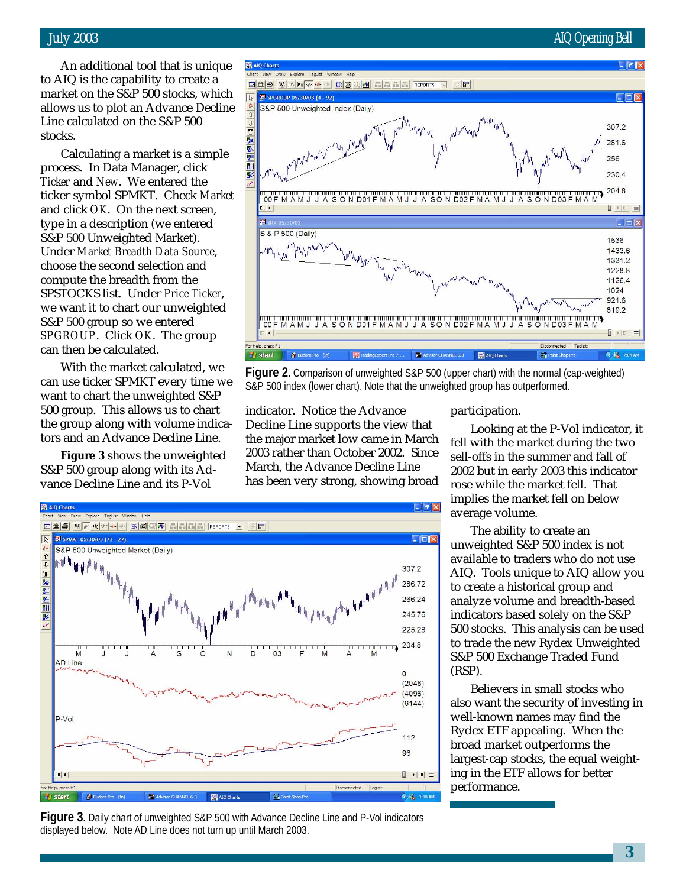An additional tool that is unique to AIQ is the capability to create a market on the S&P 500 stocks, which allows us to plot an Advance Decline Line calculated on the S&P 500 stocks.

Calculating a market is a simple process. In Data Manager, click *Ticker* and *New*. We entered the ticker symbol SPMKT. Check *Market* and click *OK*. On the next screen, type in a description (we entered S&P 500 Unweighted Market). Under *Market Breadth Data Source*, choose the second selection and compute the breadth from the SPSTOCKS list. Under *Price Ticker*, we want it to chart our unweighted S&P 500 group so we entered *SPGROUP*. Click *OK*. The group can then be calculated.

With the market calculated, we can use ticker SPMKT every time we want to chart the unweighted S&P 500 group. This allows us to chart the group along with volume indicators and an Advance Decline Line.

**Figure 3** shows the unweighted S&P 500 group along with its Advance Decline Line and its P-Vol indicator. Notice the Advance Decline Line supports the view that the major market low came in March 2003 rather than October 2002. Since March, the Advance Decline Line has been very strong, showing broad participation.

**Figure 2.** Comparison of unweighted S&P 500 (upper chart) with the normal (cap-weighted) S&P 500 index (lower chart). Note that the unweighted group has outperformed.

Looking at the P-Vol indicator, it fell with the market during the two sell-offs in the summer and fall of 2002 but in early 2003 this indicator rose while the market fell. That implies the market fell on below average volume.

The ability to create an unweighted S&P 500 index is not available to traders who do not use AIQ. Tools unique to AIQ allow you to create a historical group and analyze volume and breadth-based indicators based solely on the S&P 500 stocks. This analysis can be used to trade the new Rydex Unweighted S&P 500 Exchange Traded Fund (RSP).

Believers in small stocks who also want the security of investing in well-known names may find the Rydex ETF appealing. When the broad market outperforms the largest-cap stocks, the equal weighting in the ETF allows for better performance.

**Figure 3.** Daily chart of unweighted S&P 500 with Advance Decline Line and P-Vol indicators displayed below. Note AD Line does not turn up until March 2003.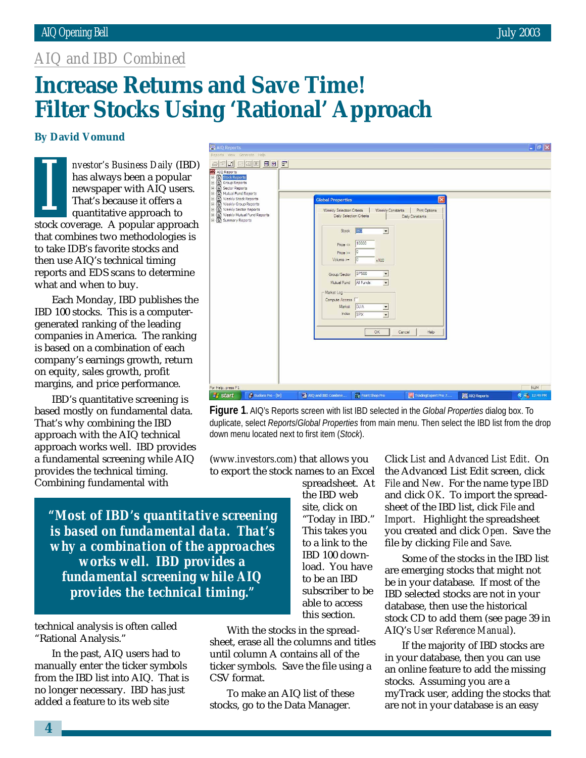## AIQ and IBD Combined

# Increase Returns and Save Time! Filter Stocks Using 'Rational' Approach

**By David Vomund**

*Investor's Business Daily* (IBD) has always been a popular newspaper with AIQ users. That's because it offers a quantitative approach to stock coverage. A popular approach that combines two methodologies is to take IDB's favorite stocks and then use AIQ's technical timing reports and EDS scans to determine what and when to buy.

Each Monday, IBD publishes the IBD 100 stocks. This is a computer-generated ranking of the leading companies in America. The ranking is based on a combination of each company's earnings growth, return on equity, sales growth, profit margins, and price performance.

IBD's quantitative screening is based mostly on fundamental data. That's why combining the IBD approach with the AIQ technical approach works well. IBD provides a fundamental screening while AIQ provides the technical timing. Combining fundamental with technical analysis is often called "Rational Analysis."

> **"Most of IBD's quantitative screening is based on fundamental data. That's why a combination of the approaches works well. IBD provides a fundamental screening while AIQ provides the technical timing."**

In the past, AIQ users had to manually enter the ticker symbols from the IBD list into AIQ. That is no longer necessary. IBD has just added a feature to its web site (www.investors.com) that allows you to export the stock names to an Excel spreadsheet. At the IBD web site, click on "Today in IBD." This takes you to a link to the IBD 100 download. You have to be an IBD subscriber to be able to access this section.

**Figure 1.** AIQ's Reports screen with list IBD selected in the *Global Properties* dialog box. To duplicate, select *Reports/Global Properties* from main menu. Then select the IBD list from the drop down menu located next to first item (*Stock*).

With the stocks in the spreadsheet, erase all the columns and titles until column A contains all of the ticker symbols. Save the file using a CSV format.

To make an AIQ list of these stocks, go to the Data Manager. Click *List* and *Advanced List Edit*. On the Advanced List Edit screen, click *File* and *New*. For the name type *IBD* and click *OK*. To import the spreadsheet of the IBD list, click *File* and *Import*. Highlight the spreadsheet you created and click *Open*. Save the file by clicking *File* and *Save*.

Some of the stocks in the IBD list are emerging stocks that might not be in your database. If most of the IBD selected stocks are not in your database, then use the historical stock CD to add them (see page 39 in AIQ's *User Reference Manual*).

If the majority of IBD stocks are in your database, then you can use an online feature to add the missing stocks. Assuming you are a myTrack user, adding the stocks that are not in your database is an easy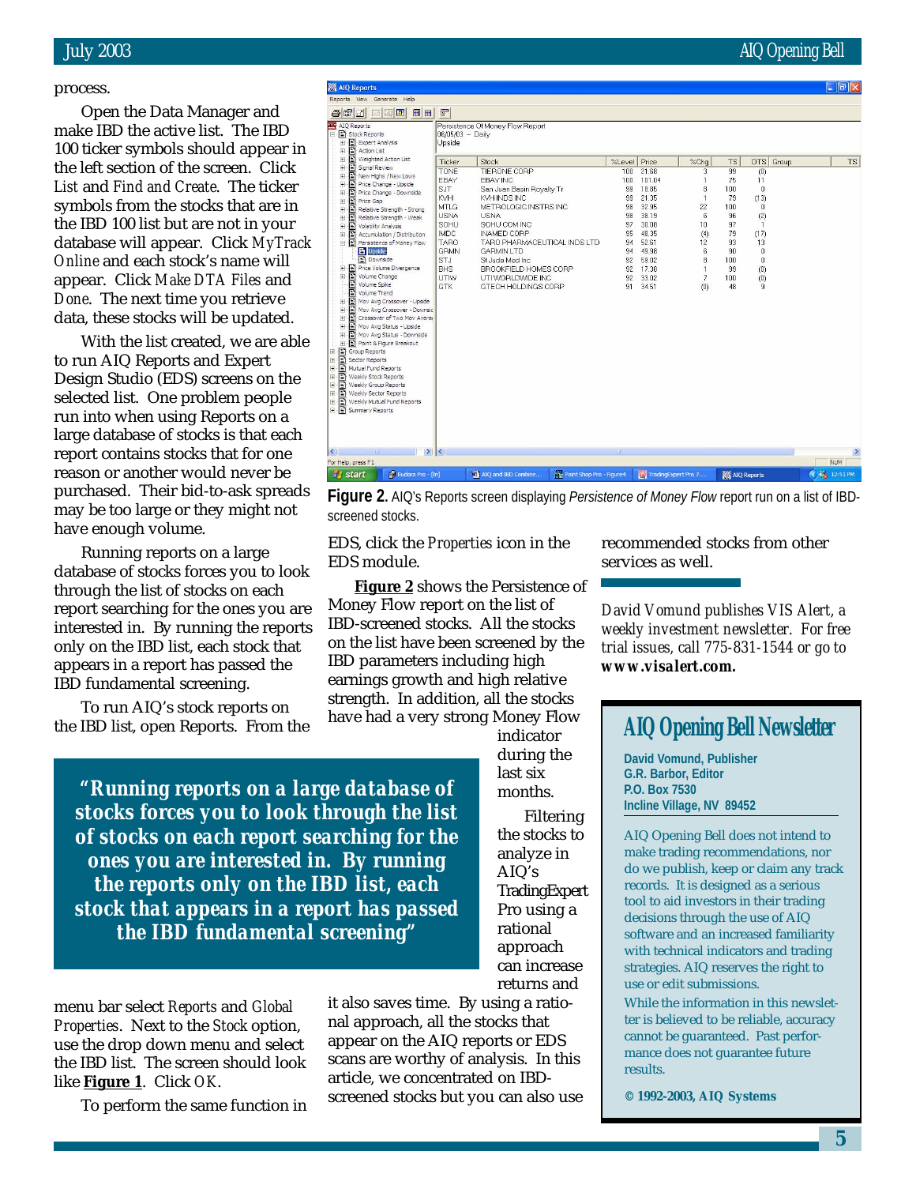process.

Open the Data Manager and make IBD the active list. The IBD 100 ticker symbols should appear in the left section of the screen. Click *List* and *Find and Create*. The ticker symbols from the stocks that are in the IBD 100 list but are not in your database will appear. Click *MyTrack Online* and each stock's name will appear. Click *Make DTA Files* and *Done*. The next time you retrieve data, these stocks will be updated.

With the list created, we are able to run AIQ Reports and Expert Design Studio (EDS) screens on the selected list. One problem people run into when using Reports on a large database of stocks is that each report contains stocks that for one reason or another would never be purchased. Their bid-to-ask spreads may be too large or they might not have enough volume.

Running reports on a large database of stocks forces you to look through the list of stocks on each report searching for the ones you are interested in. By running the reports only on the IBD list, each stock that appears in a report has passed the IBD fundamental screening.

To run AIQ's stock reports on the IBD list, open Reports. From the menu bar select *Reports* and *Global Properties*. Next to the *Stock* option, use the drop down menu and select the IBD list. The screen should look like **Figure 1**. Click *OK*.

To perform the same function in EDS, click the *Properties* icon in the EDS module.

> **"Running reports on a large database of stocks forces you to look through the list of stocks on each report searching for the ones you are interested in. By running the reports only on the IBD list, each stock that appears in a report has passed the IBD fundamental screening"**

**Figure 2** shows the Persistence of Money Flow report on the list of IBD-screened stocks. All the stocks on the list have been screened by the IBD parameters including high earnings growth and high relative strength. In addition, all the stocks have had a very strong Money Flow indicator during the last six months.

Filtering the stocks to analyze in AIQ's TradingExpert Pro using a rational approach can increase returns and it also saves time. By using a rational approach, all the stocks that appear on the AIQ reports or EDS scans are worthy of analysis. In this article, we concentrated on IBD-screened stocks but you can also use recommended stocks from other services as well.

Persistence Of Money Flow Report
06/05/03 -- Daily
Upside

| Ticker | Stock | %Level | Price | %Chg | TS | DTS | Group | TS |
|---|---|---|---|---|---|---|---|---|
| TONE | TIERONE CORP | 100 | 21.68 | 3 | 99 | (0) | | |
| EBAY | EBAY INC | 100 | 101.04 | 1 | 75 | 11 | | |
| SJT | San Juan Basin Royalty Tr | 99 | 18.05 | 8 | 100 | 0 | | |
| KVH | KVH INDS INC | 99 | 21.35 | 1 | 79 | (13) | | |
| MTLG | METROLOGIC INSTRS INC | 98 | 32.95 | 22 | 100 | 0 | | |
| USNA | USNA | 98 | 38.19 | 6 | 96 | (2) | | |
| SOHU | SOHU COM INC | 97 | 30.08 | 10 | 97 | 1 | | |
| IMDC | INAMED CORP | 95 | 48.35 | (4) | 79 | (17) | | |
| TARO | TARO PHARMACEUTICAL INDS LTD | 94 | 52.61 | 12 | 93 | 13 | | |
| GRMN | GARMIN LTD | 94 | 49.98 | 6 | 90 | 0 | | |
| STJ | St Jude Med Inc | 92 | 59.02 | 8 | 100 | 0 | | |
| BHS | BROOKFIELD HOMES CORP | 92 | 17.38 | 1 | 99 | (0) | | |
| UTIW | UTI WORLDWIDE INC | 92 | 33.02 | 7 | 100 | (0) | | |
| GTK | GTECH HOLDINGS CORP | 91 | 34.51 | (0) | 48 | 9 | | |

**Figure 2.** AIQ's Reports screen displaying *Persistence of Money Flow* report run on a list of IBD-screened stocks.

*David Vomund publishes VIS Alert, a weekly investment newsletter. For free trial issues, call 775-831-1544 or go to* ***www.visalert.com.***

## AIQ Opening Bell Newsletter

**David Vomund, Publisher**
**G.R. Barbor, Editor**
**P.O. Box 7530**
**Incline Village, NV 89452**

AIQ Opening Bell does not intend to make trading recommendations, nor do we publish, keep or claim any track records. It is designed as a serious tool to aid investors in their trading decisions through the use of AIQ software and an increased familiarity with technical indicators and trading strategies. AIQ reserves the right to use or edit submissions.

While the information in this newsletter is believed to be reliable, accuracy cannot be guaranteed. Past performance does not guarantee future results.

**© 1992-2003, AIQ Systems**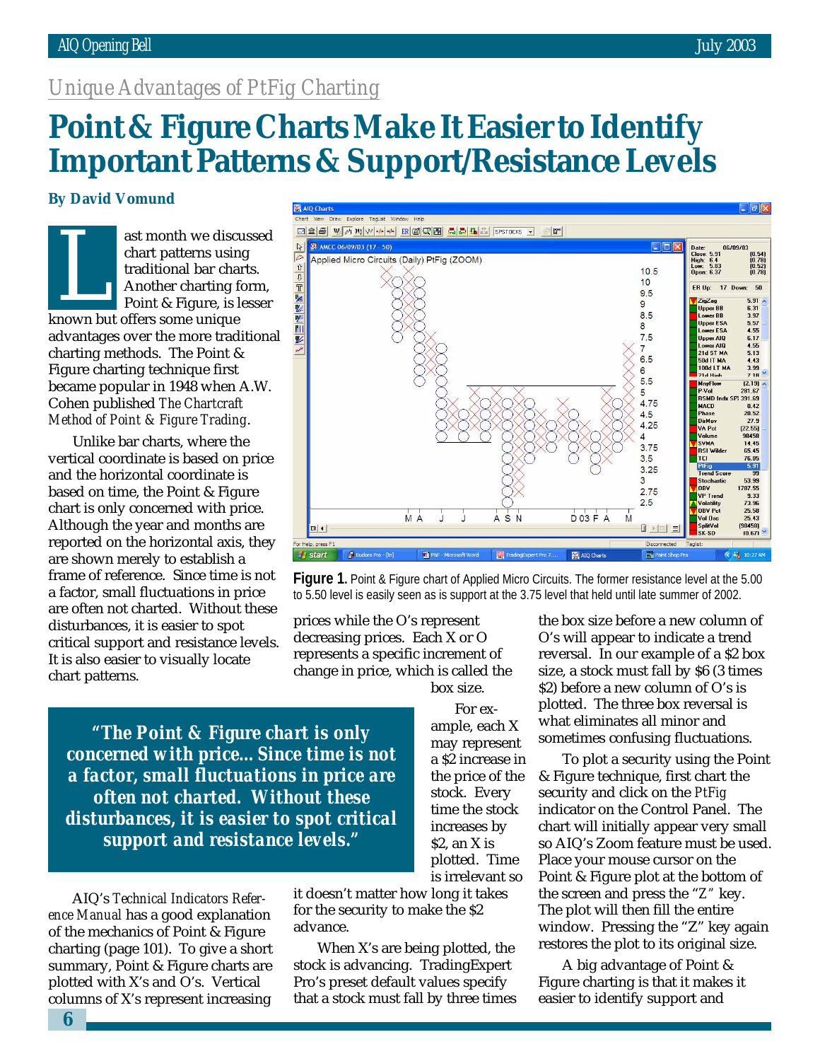*Unique Advantages of PtFig Charting*

# Point & Figure Charts Make It Easier to Identify Important Patterns & Support/Resistance Levels

**By David Vomund**

Last month we discussed chart patterns using traditional bar charts. Another charting form, Point & Figure, is lesser known but offers some unique advantages over the more traditional charting methods. The Point & Figure charting technique first became popular in 1948 when A.W. Cohen published *The Chartcraft Method of Point & Figure Trading*.

Unlike bar charts, where the vertical coordinate is based on price and the horizontal coordinate is based on time, the Point & Figure chart is only concerned with price. Although the year and months are reported on the horizontal axis, they are shown merely to establish a frame of reference. Since time is not a factor, small fluctuations in price are often not charted. Without these disturbances, it is easier to spot critical support and resistance levels. It is also easier to visually locate chart patterns.

> **"The Point & Figure chart is only concerned with price... Since time is not a factor, small fluctuations in price are often not charted. Without these disturbances, it is easier to spot critical support and resistance levels."**

AIQ's *Technical Indicators Reference Manual* has a good explanation of the mechanics of Point & Figure charting (page 101). To give a short summary, Point & Figure charts are plotted with X's and O's. Vertical columns of X's represent increasing prices while the O's represent decreasing prices. Each X or O represents a specific increment of change in price, which is called the box size.

For example, each X may represent a $2 increase in the price of the stock. Every time the stock increases by $2, an X is plotted. Time is irrelevant so it doesn't matter how long it takes for the security to make the $2 advance.

When X's are being plotted, the stock is advancing. TradingExpert Pro's preset default values specify that a stock must fall by three times the box size before a new column of O's will appear to indicate a trend reversal. In our example of a $2 box size, a stock must fall by $6 (3 times $2) before a new column of O's is plotted. The three box reversal is what eliminates all minor and sometimes confusing fluctuations.

To plot a security using the Point & Figure technique, first chart the security and click on the *PtFig* indicator on the Control Panel. The chart will initially appear very small so AIQ's Zoom feature must be used. Place your mouse cursor on the Point & Figure plot at the bottom of the screen and press the "Z" key. The plot will then fill the entire window. Pressing the "Z" key again restores the plot to its original size.

A big advantage of Point & Figure charting is that it makes it easier to identify support and

**Figure 1.** Point & Figure chart of Applied Micro Circuits. The former resistance level at the 5.00 to 5.50 level is easily seen as is support at the 3.75 level that held until late summer of 2002.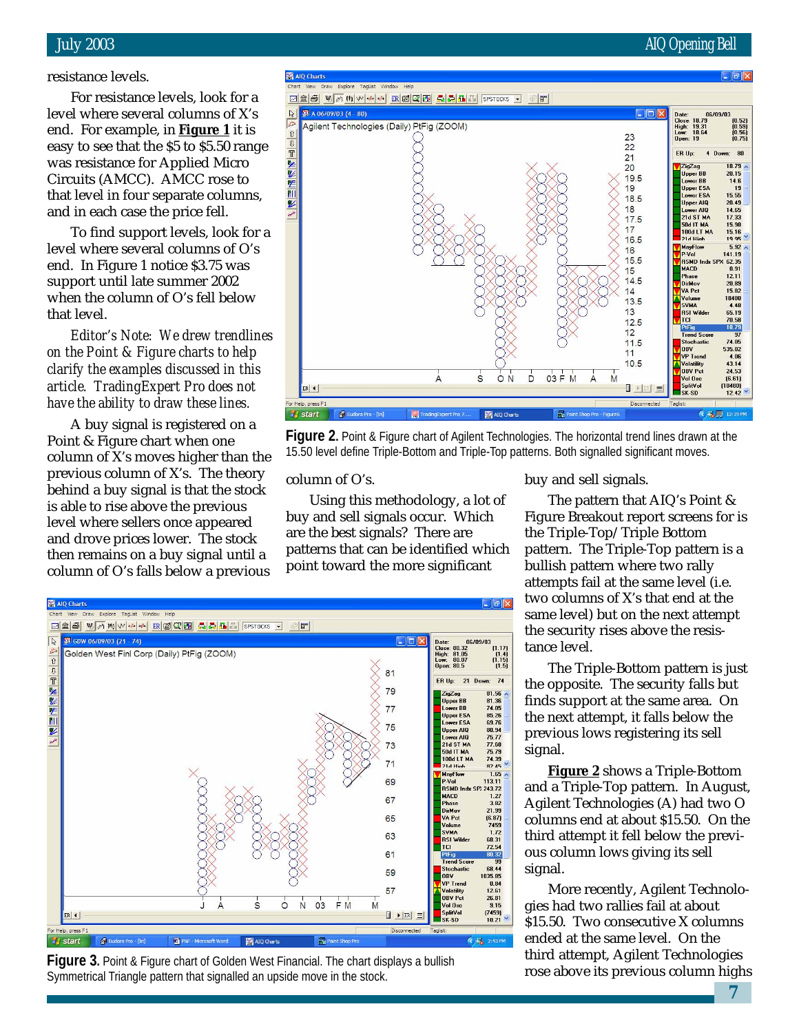resistance levels.

For resistance levels, look for a level where several columns of X's end. For example, in **Figure 1** it is easy to see that the $5 to $5.50 range was resistance for Applied Micro Circuits (AMCC). AMCC rose to that level in four separate columns, and in each case the price fell.

To find support levels, look for a level where several columns of O's end. In Figure 1 notice $3.75 was support until late summer 2002 when the column of O's fell below that level.

*Editor's Note: We drew trendlines on the Point & Figure charts to help clarify the examples discussed in this article. TradingExpert Pro does not have the ability to draw these lines.*

A buy signal is registered on a Point & Figure chart when one column of X's moves higher than the previous column of X's. The theory behind a buy signal is that the stock is able to rise above the previous level where sellers once appeared and drove prices lower. The stock then remains on a buy signal until a column of O's falls below a previous column of O's.

Using this methodology, a lot of buy and sell signals occur. Which are the best signals? There are patterns that can be identified which point toward the more significant buy and sell signals.

The pattern that AIQ's Point & Figure Breakout report screens for is the Triple-Top/Triple Bottom pattern. The Triple-Top pattern is a bullish pattern where two rally attempts fail at the same level (i.e. two columns of X's that end at the same level) but on the next attempt the security rises above the resistance level.

The Triple-Bottom pattern is just the opposite. The security falls but finds support at the same area. On the next attempt, it falls below the previous lows registering its sell signal.

**Figure 2** shows a Triple-Bottom and a Triple-Top pattern. In August, Agilent Technologies (A) had two O columns end at about $15.50. On the third attempt it fell below the previous column lows giving its sell signal.

More recently, Agilent Technologies had two rallies fail at about $15.50. Two consecutive X columns ended at the same level. On the third attempt, Agilent Technologies rose above its previous column highs

**Figure 2.** Point & Figure chart of Agilent Technologies. The horizontal trend lines drawn at the 15.50 level define Triple-Bottom and Triple-Top patterns. Both signalled significant moves.

**Figure 3.** Point & Figure chart of Golden West Financial. The chart displays a bullish Symmetrical Triangle pattern that signalled an upside move in the stock.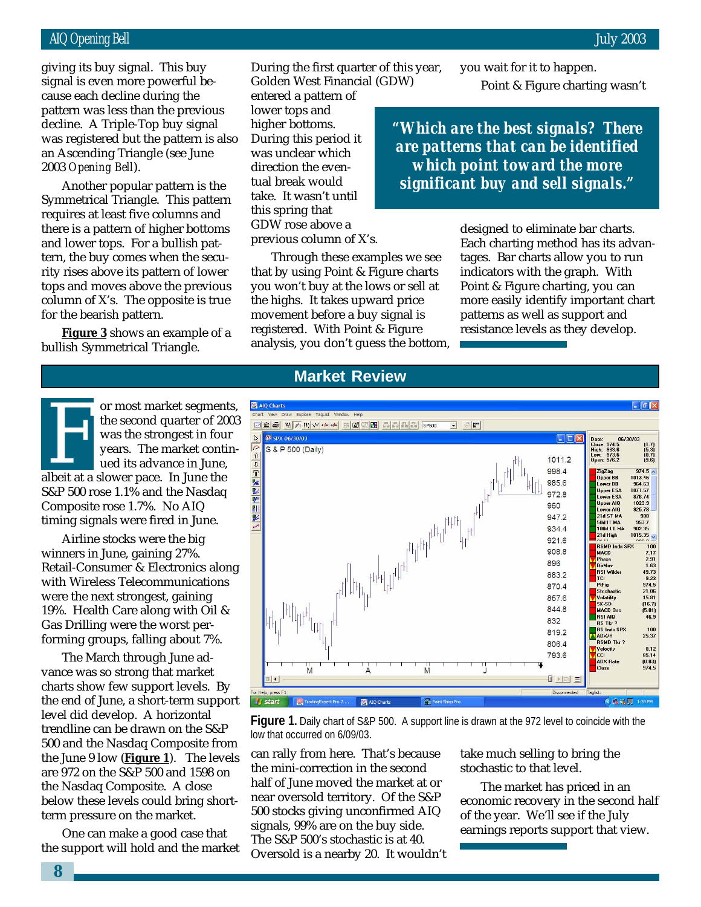giving its buy signal. This buy signal is even more powerful because each decline during the pattern was less than the previous decline. A Triple-Top buy signal was registered but the pattern is also an Ascending Triangle (see June 2003 *Opening Bell*).

Another popular pattern is the Symmetrical Triangle. This pattern requires at least five columns and there is a pattern of higher bottoms and lower tops. For a bullish pattern, the buy comes when the security rises above its pattern of lower tops and moves above the previous column of X's. The opposite is true for the bearish pattern.

**Figure 3** shows an example of a bullish Symmetrical Triangle.

During the first quarter of this year, Golden West Financial (GDW) entered a pattern of lower tops and higher bottoms. During this period it was unclear which direction the eventual break would take. It wasn't until this spring that GDW rose above a previous column of X's.

Through these examples we see that by using Point & Figure charts you won't buy at the lows or sell at the highs. It takes upward price movement before a buy signal is registered. With Point & Figure analysis, you don't guess the bottom, you wait for it to happen.

Point & Figure charting wasn't designed to eliminate bar charts. Each charting method has its advantages. Bar charts allow you to run indicators with the graph. With Point & Figure charting, you can more easily identify important chart patterns as well as support and resistance levels as they develop.

***"Which are the best signals? There are patterns that can be identified which point toward the more significant buy and sell signals."***

## Market Review

For most market segments, the second quarter of 2003 was the strongest in four years. The market continued its advance in June, albeit at a slower pace. In June the S&P 500 rose 1.1% and the Nasdaq Composite rose 1.7%. No AIQ timing signals were fired in June.

Airline stocks were the big winners in June, gaining 27%. Retail-Consumer & Electronics along with Wireless Telecommunications were the next strongest, gaining 19%. Health Care along with Oil & Gas Drilling were the worst performing groups, falling about 7%.

The March through June advance was so strong that market charts show few support levels. By the end of June, a short-term support level did develop. A horizontal trendline can be drawn on the S&P 500 and the Nasdaq Composite from the June 9 low (**Figure 1**). The levels are 972 on the S&P 500 and 1598 on the Nasdaq Composite. A close below these levels could bring short-term pressure on the market.

One can make a good case that the support will hold and the market can rally from here. That's because the mini-correction in the second half of June moved the market at or near oversold territory. Of the S&P 500 stocks giving unconfirmed AIQ signals, 99% are on the buy side. The S&P 500's stochastic is at 40. Oversold is a nearby 20. It wouldn't take much selling to bring the stochastic to that level.

The market has priced in an economic recovery in the second half of the year. We'll see if the July earnings reports support that view.

**Figure 1.** Daily chart of S&P 500. A support line is drawn at the 972 level to coincide with the low that occurred on 6/09/03.